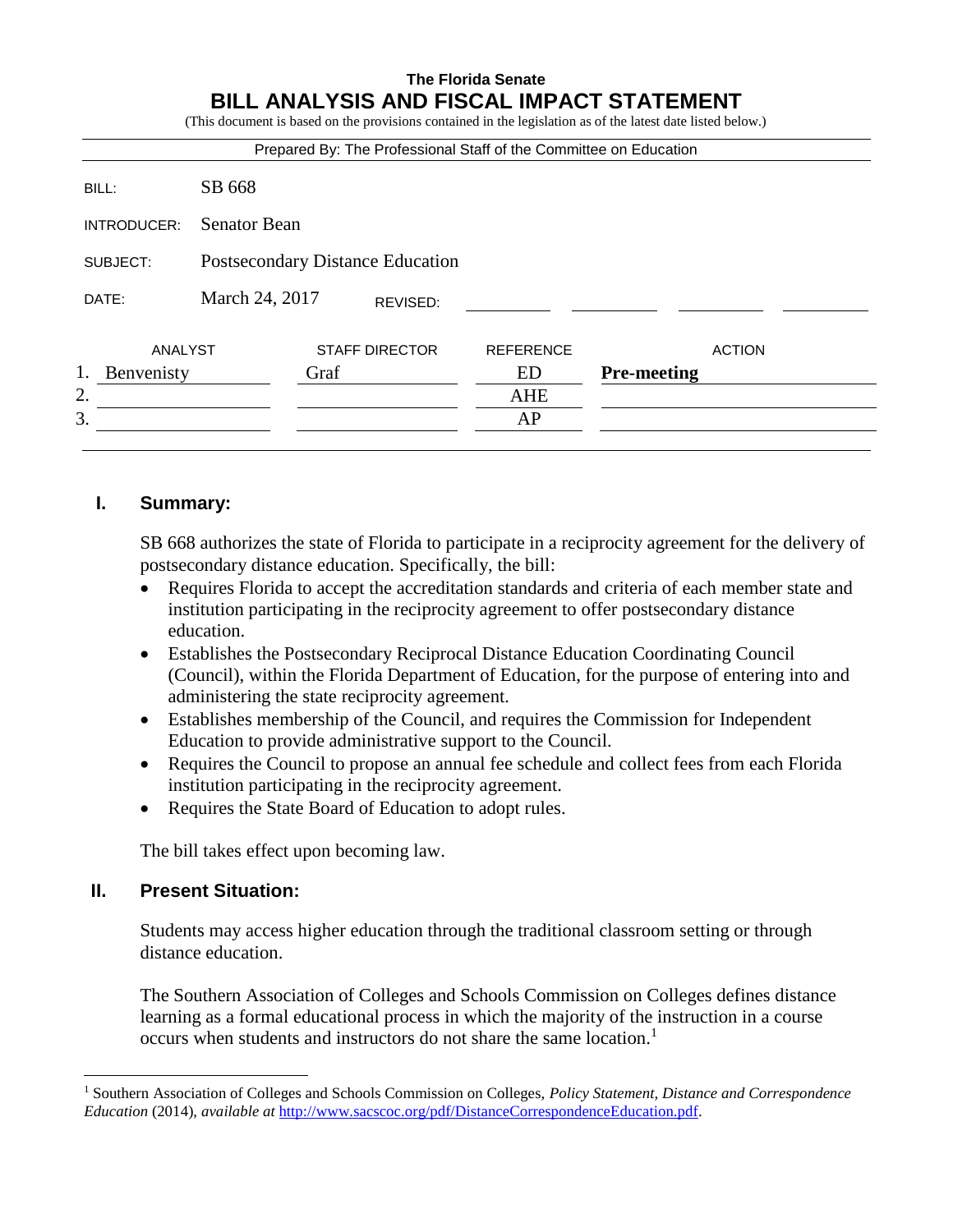**The Florida Senate**

# BILL ANALYSIS AND FISCAL IMPACT STATEMENT

(This document is based on the provisions contained in the legislation as of the latest date listed below.)

Prepared By: The Professional Staff of the Committee on Education

| | |
|---|---|
| BILL: | SB 668 |
| INTRODUCER: | Senator Bean |
| SUBJECT: | Postsecondary Distance Education |
| DATE: | March 24, 2017 REVISED: |

| | ANALYST | STAFF DIRECTOR | REFERENCE | ACTION |
|---|---|---|---|---|
| 1. | Benvenisty | Graf | ED | **Pre-meeting** |
| 2. | | | AHE | |
| 3. | | | AP | |

## I. Summary:

SB 668 authorizes the state of Florida to participate in a reciprocity agreement for the delivery of postsecondary distance education. Specifically, the bill:

- Requires Florida to accept the accreditation standards and criteria of each member state and institution participating in the reciprocity agreement to offer postsecondary distance education.
- Establishes the Postsecondary Reciprocal Distance Education Coordinating Council (Council), within the Florida Department of Education, for the purpose of entering into and administering the state reciprocity agreement.
- Establishes membership of the Council, and requires the Commission for Independent Education to provide administrative support to the Council.
- Requires the Council to propose an annual fee schedule and collect fees from each Florida institution participating in the reciprocity agreement.
- Requires the State Board of Education to adopt rules.

The bill takes effect upon becoming law.

## II. Present Situation:

Students may access higher education through the traditional classroom setting or through distance education.

The Southern Association of Colleges and Schools Commission on Colleges defines distance learning as a formal educational process in which the majority of the instruction in a course occurs when students and instructors do not share the same location.[1]

---

[1] Southern Association of Colleges and Schools Commission on Colleges, *Policy Statement, Distance and Correspondence Education* (2014), *available at* http://www.sacscoc.org/pdf/DistanceCorrespondenceEducation.pdf.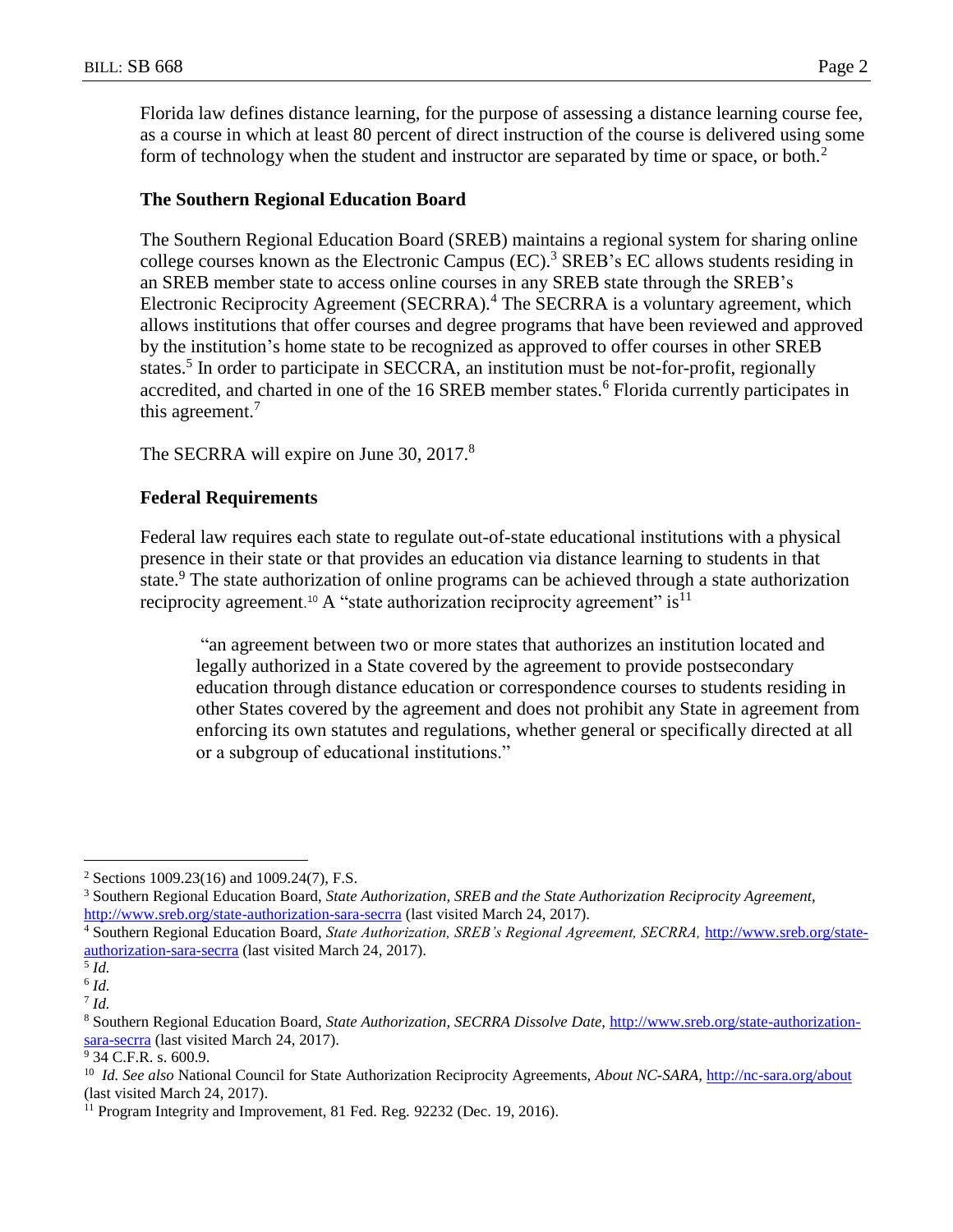Florida law defines distance learning, for the purpose of assessing a distance learning course fee, as a course in which at least 80 percent of direct instruction of the course is delivered using some form of technology when the student and instructor are separated by time or space, or both.[2]

### The Southern Regional Education Board

The Southern Regional Education Board (SREB) maintains a regional system for sharing online college courses known as the Electronic Campus (EC).[3] SREB's EC allows students residing in an SREB member state to access online courses in any SREB state through the SREB's Electronic Reciprocity Agreement (SECRRA).[4] The SECRRA is a voluntary agreement, which allows institutions that offer courses and degree programs that have been reviewed and approved by the institution's home state to be recognized as approved to offer courses in other SREB states.[5] In order to participate in SECCRA, an institution must be not-for-profit, regionally accredited, and charted in one of the 16 SREB member states.[6] Florida currently participates in this agreement.[7]

The SECRRA will expire on June 30, 2017.[8]

### Federal Requirements

Federal law requires each state to regulate out-of-state educational institutions with a physical presence in their state or that provides an education via distance learning to students in that state.[9] The state authorization of online programs can be achieved through a state authorization reciprocity agreement.[10] A "state authorization reciprocity agreement" is[11]

> "an agreement between two or more states that authorizes an institution located and legally authorized in a State covered by the agreement to provide postsecondary education through distance education or correspondence courses to students residing in other States covered by the agreement and does not prohibit any State in agreement from enforcing its own statutes and regulations, whether general or specifically directed at all or a subgroup of educational institutions."

---

[2] Sections 1009.23(16) and 1009.24(7), F.S.

[3] Southern Regional Education Board, *State Authorization, SREB and the State Authorization Reciprocity Agreement*, http://www.sreb.org/state-authorization-sara-secrra (last visited March 24, 2017).

[4] Southern Regional Education Board, *State Authorization, SREB's Regional Agreement, SECRRA,* http://www.sreb.org/state-authorization-sara-secrra (last visited March 24, 2017).

[5] *Id.*

[6] *Id.*

[7] *Id.*

[8] Southern Regional Education Board, *State Authorization, SECRRA Dissolve Date,* http://www.sreb.org/state-authorization-sara-secrra (last visited March 24, 2017).

[9] 34 C.F.R. s. 600.9.

[10] *Id. See also* National Council for State Authorization Reciprocity Agreements, *About NC-SARA,* http://nc-sara.org/about (last visited March 24, 2017).

[11] Program Integrity and Improvement, 81 Fed. Reg. 92232 (Dec. 19, 2016).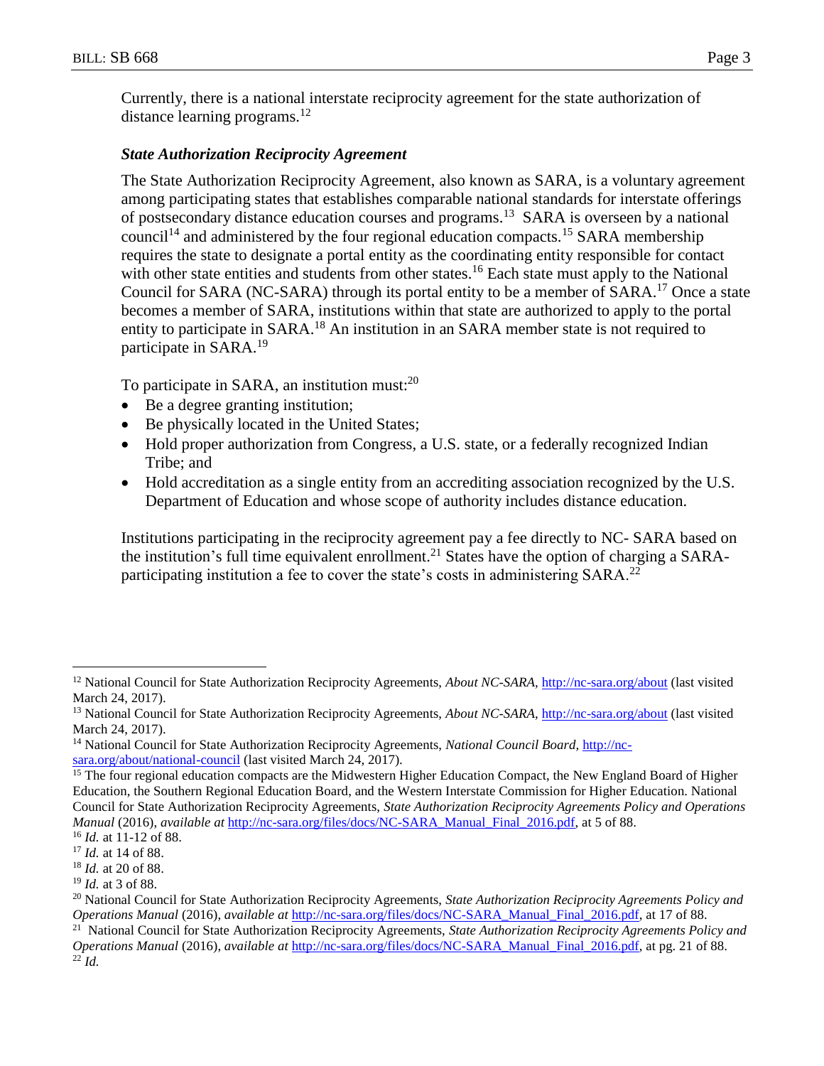Currently, there is a national interstate reciprocity agreement for the state authorization of distance learning programs.[12]

***State Authorization Reciprocity Agreement***

The State Authorization Reciprocity Agreement, also known as SARA, is a voluntary agreement among participating states that establishes comparable national standards for interstate offerings of postsecondary distance education courses and programs.[13] SARA is overseen by a national council[14] and administered by the four regional education compacts.[15] SARA membership requires the state to designate a portal entity as the coordinating entity responsible for contact with other state entities and students from other states.[16] Each state must apply to the National Council for SARA (NC-SARA) through its portal entity to be a member of SARA.[17] Once a state becomes a member of SARA, institutions within that state are authorized to apply to the portal entity to participate in SARA.[18] An institution in an SARA member state is not required to participate in SARA.[19]

To participate in SARA, an institution must:[20]

- Be a degree granting institution;
- Be physically located in the United States;
- Hold proper authorization from Congress, a U.S. state, or a federally recognized Indian Tribe; and
- Hold accreditation as a single entity from an accrediting association recognized by the U.S. Department of Education and whose scope of authority includes distance education.

Institutions participating in the reciprocity agreement pay a fee directly to NC- SARA based on the institution's full time equivalent enrollment.[21] States have the option of charging a SARA-participating institution a fee to cover the state's costs in administering SARA.[22]

---

[12] National Council for State Authorization Reciprocity Agreements, *About NC-SARA*, http://nc-sara.org/about (last visited March 24, 2017).

[13] National Council for State Authorization Reciprocity Agreements, *About NC-SARA*, http://nc-sara.org/about (last visited March 24, 2017).

[14] National Council for State Authorization Reciprocity Agreements, *National Council Board*, http://nc-sara.org/about/national-council (last visited March 24, 2017).

[15] The four regional education compacts are the Midwestern Higher Education Compact, the New England Board of Higher Education, the Southern Regional Education Board, and the Western Interstate Commission for Higher Education. National Council for State Authorization Reciprocity Agreements, *State Authorization Reciprocity Agreements Policy and Operations Manual* (2016), ***available at*** http://nc-sara.org/files/docs/NC-SARA_Manual_Final_2016.pdf, at 5 of 88.

[16] *Id.* at 11-12 of 88.

[17] *Id.* at 14 of 88.

[18] *Id.* at 20 of 88.

[19] *Id.* at 3 of 88.

[20] National Council for State Authorization Reciprocity Agreements, *State Authorization Reciprocity Agreements Policy and Operations Manual* (2016), ***available at*** http://nc-sara.org/files/docs/NC-SARA_Manual_Final_2016.pdf, at 17 of 88.

[21] National Council for State Authorization Reciprocity Agreements, *State Authorization Reciprocity Agreements Policy and Operations Manual* (2016), ***available at*** http://nc-sara.org/files/docs/NC-SARA_Manual_Final_2016.pdf, at pg. 21 of 88.

[22] *Id.*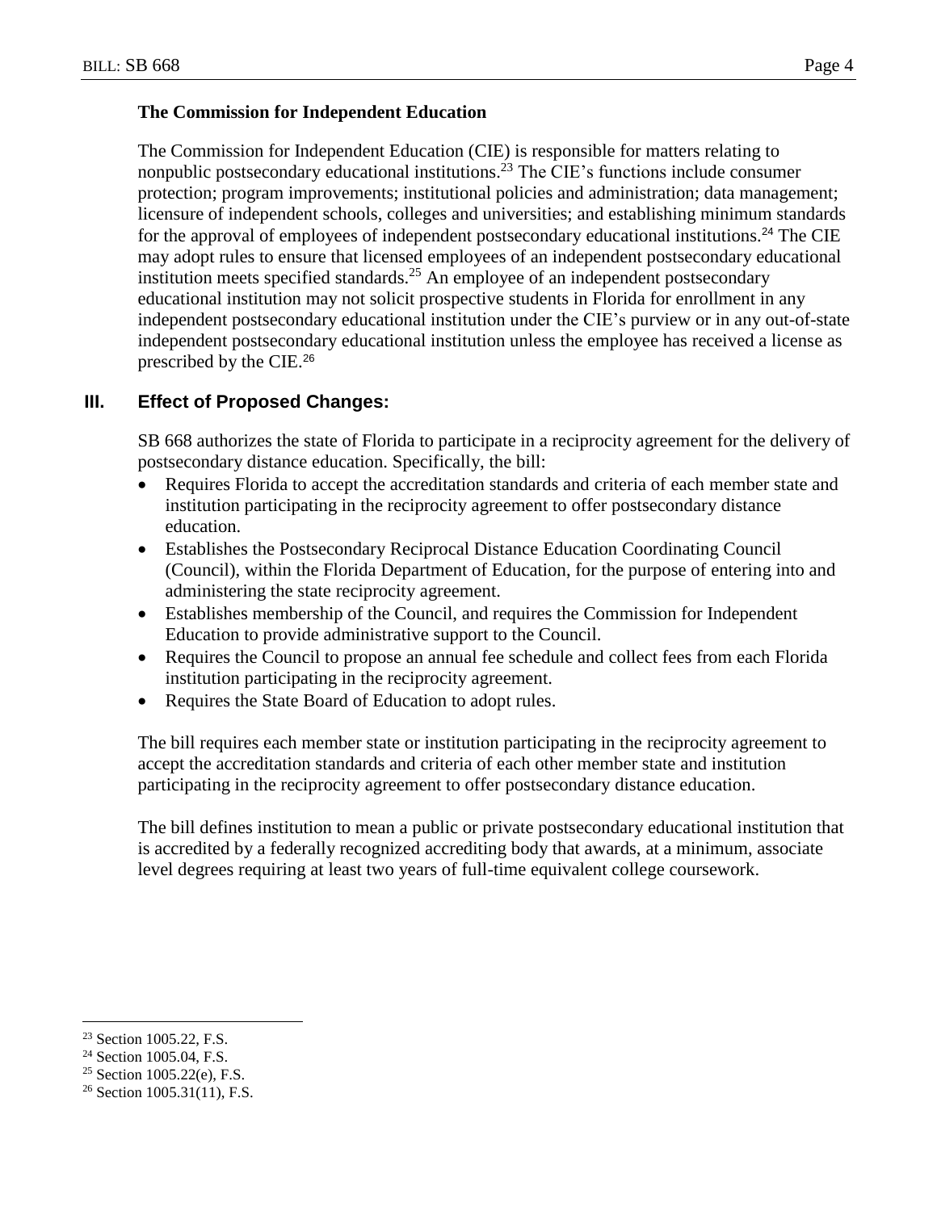### The Commission for Independent Education

The Commission for Independent Education (CIE) is responsible for matters relating to nonpublic postsecondary educational institutions.[23] The CIE's functions include consumer protection; program improvements; institutional policies and administration; data management; licensure of independent schools, colleges and universities; and establishing minimum standards for the approval of employees of independent postsecondary educational institutions.[24] The CIE may adopt rules to ensure that licensed employees of an independent postsecondary educational institution meets specified standards.[25] An employee of an independent postsecondary educational institution may not solicit prospective students in Florida for enrollment in any independent postsecondary educational institution under the CIE's purview or in any out-of-state independent postsecondary educational institution unless the employee has received a license as prescribed by the CIE.[26]

## III. Effect of Proposed Changes:

SB 668 authorizes the state of Florida to participate in a reciprocity agreement for the delivery of postsecondary distance education. Specifically, the bill:

- Requires Florida to accept the accreditation standards and criteria of each member state and institution participating in the reciprocity agreement to offer postsecondary distance education.
- Establishes the Postsecondary Reciprocal Distance Education Coordinating Council (Council), within the Florida Department of Education, for the purpose of entering into and administering the state reciprocity agreement.
- Establishes membership of the Council, and requires the Commission for Independent Education to provide administrative support to the Council.
- Requires the Council to propose an annual fee schedule and collect fees from each Florida institution participating in the reciprocity agreement.
- Requires the State Board of Education to adopt rules.

The bill requires each member state or institution participating in the reciprocity agreement to accept the accreditation standards and criteria of each other member state and institution participating in the reciprocity agreement to offer postsecondary distance education.

The bill defines institution to mean a public or private postsecondary educational institution that is accredited by a federally recognized accrediting body that awards, at a minimum, associate level degrees requiring at least two years of full-time equivalent college coursework.

---

[23] Section 1005.22, F.S.

[24] Section 1005.04, F.S.

[25] Section 1005.22(e), F.S.

[26] Section 1005.31(11), F.S.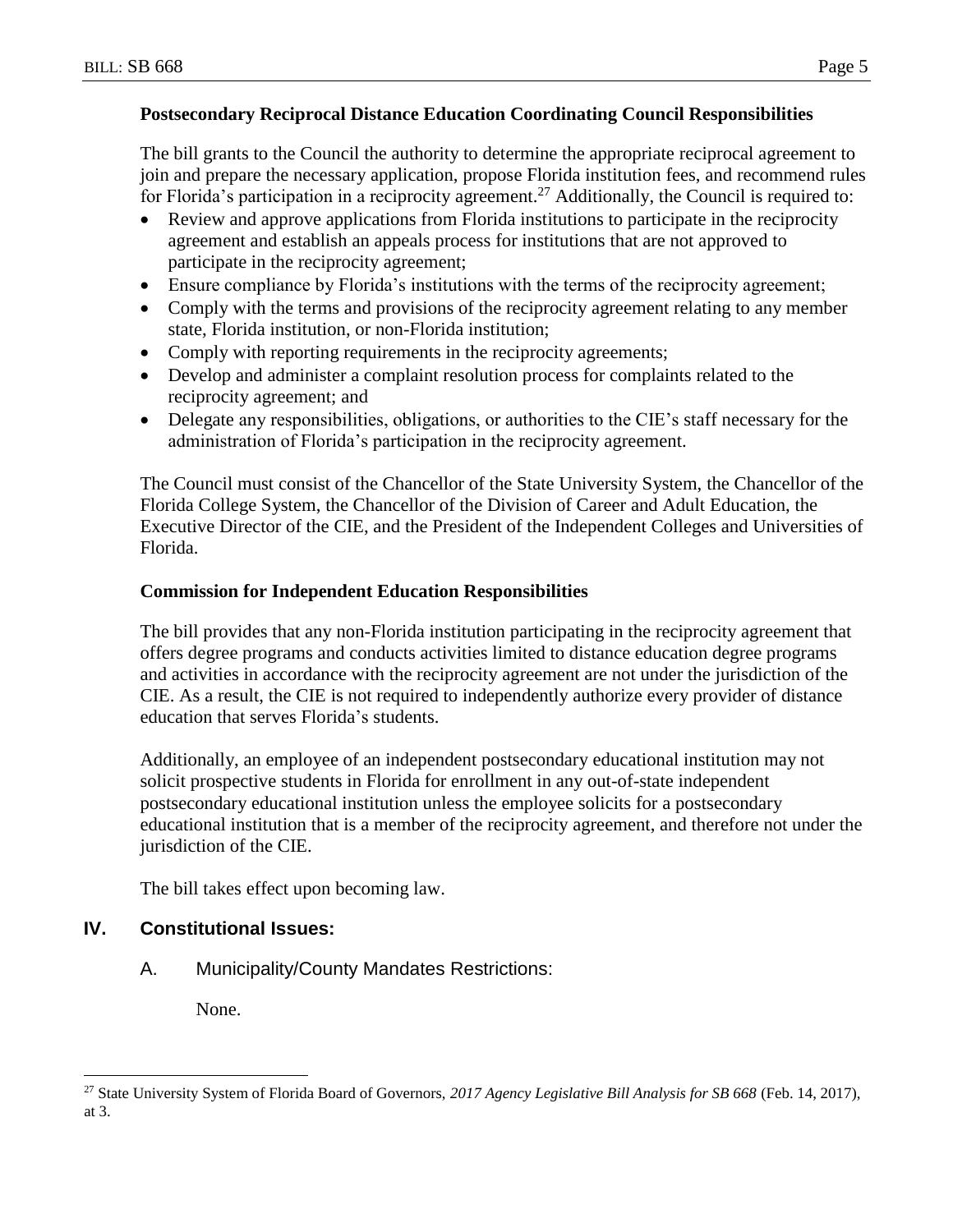**Postsecondary Reciprocal Distance Education Coordinating Council Responsibilities**

The bill grants to the Council the authority to determine the appropriate reciprocal agreement to join and prepare the necessary application, propose Florida institution fees, and recommend rules for Florida's participation in a reciprocity agreement.[27] Additionally, the Council is required to:

- Review and approve applications from Florida institutions to participate in the reciprocity agreement and establish an appeals process for institutions that are not approved to participate in the reciprocity agreement;
- Ensure compliance by Florida's institutions with the terms of the reciprocity agreement;
- Comply with the terms and provisions of the reciprocity agreement relating to any member state, Florida institution, or non-Florida institution;
- Comply with reporting requirements in the reciprocity agreements;
- Develop and administer a complaint resolution process for complaints related to the reciprocity agreement; and
- Delegate any responsibilities, obligations, or authorities to the CIE's staff necessary for the administration of Florida's participation in the reciprocity agreement.

The Council must consist of the Chancellor of the State University System, the Chancellor of the Florida College System, the Chancellor of the Division of Career and Adult Education, the Executive Director of the CIE, and the President of the Independent Colleges and Universities of Florida.

**Commission for Independent Education Responsibilities**

The bill provides that any non-Florida institution participating in the reciprocity agreement that offers degree programs and conducts activities limited to distance education degree programs and activities in accordance with the reciprocity agreement are not under the jurisdiction of the CIE. As a result, the CIE is not required to independently authorize every provider of distance education that serves Florida's students.

Additionally, an employee of an independent postsecondary educational institution may not solicit prospective students in Florida for enrollment in any out-of-state independent postsecondary educational institution unless the employee solicits for a postsecondary educational institution that is a member of the reciprocity agreement, and therefore not under the jurisdiction of the CIE.

The bill takes effect upon becoming law.

## IV. Constitutional Issues:

### A. Municipality/County Mandates Restrictions:

None.

---

[27] State University System of Florida Board of Governors, *2017 Agency Legislative Bill Analysis for SB 668* (Feb. 14, 2017), at 3.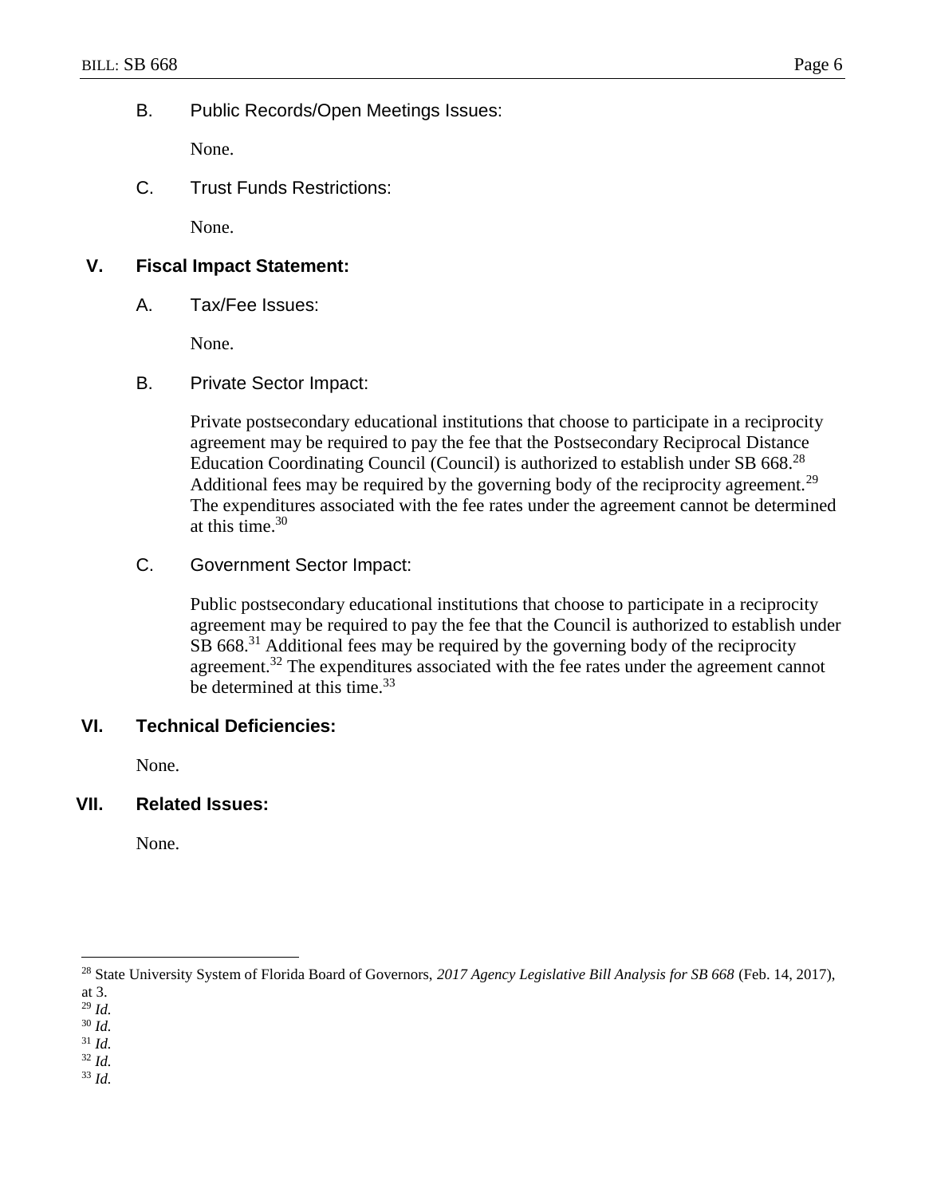### B. Public Records/Open Meetings Issues:

None.

### C. Trust Funds Restrictions:

None.

## V. Fiscal Impact Statement:

### A. Tax/Fee Issues:

None.

### B. Private Sector Impact:

Private postsecondary educational institutions that choose to participate in a reciprocity agreement may be required to pay the fee that the Postsecondary Reciprocal Distance Education Coordinating Council (Council) is authorized to establish under SB 668.[28] Additional fees may be required by the governing body of the reciprocity agreement.[29] The expenditures associated with the fee rates under the agreement cannot be determined at this time.[30]

### C. Government Sector Impact:

Public postsecondary educational institutions that choose to participate in a reciprocity agreement may be required to pay the fee that the Council is authorized to establish under SB 668.[31] Additional fees may be required by the governing body of the reciprocity agreement.[32] The expenditures associated with the fee rates under the agreement cannot be determined at this time.[33]

## VI. Technical Deficiencies:

None.

## VII. Related Issues:

None.

---

[28] State University System of Florida Board of Governors, *2017 Agency Legislative Bill Analysis for SB 668* (Feb. 14, 2017), at 3.

[29] *Id.*

[30] *Id.*

[31] *Id.*

[32] *Id.*

[33] *Id.*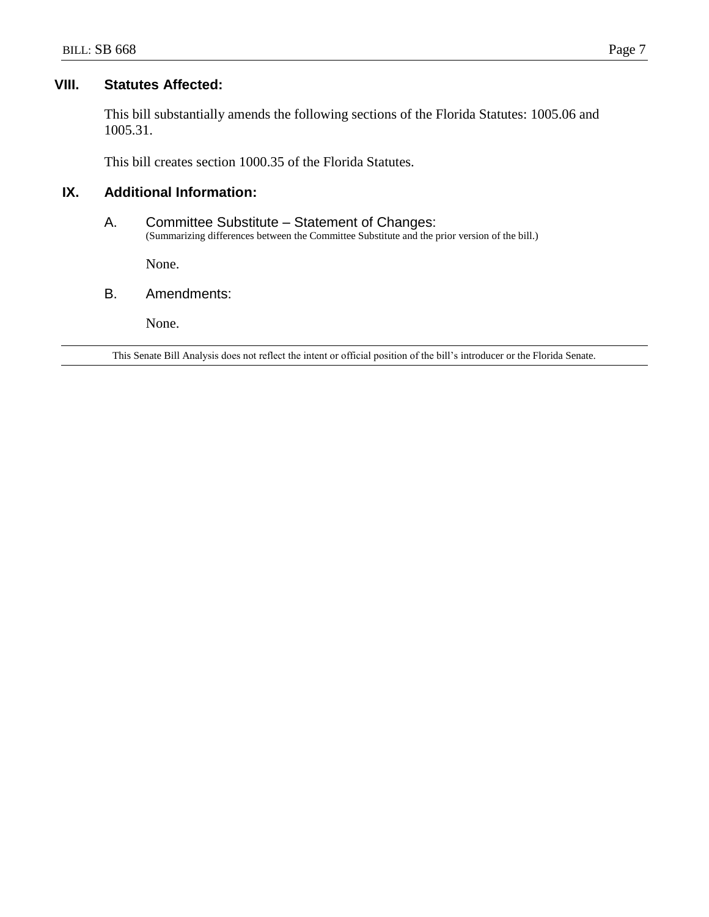## VIII. Statutes Affected:

This bill substantially amends the following sections of the Florida Statutes: 1005.06 and 1005.31.

This bill creates section 1000.35 of the Florida Statutes.

## IX. Additional Information:

### A. Committee Substitute – Statement of Changes:

(Summarizing differences between the Committee Substitute and the prior version of the bill.)

None.

### B. Amendments:

None.

This Senate Bill Analysis does not reflect the intent or official position of the bill's introducer or the Florida Senate.